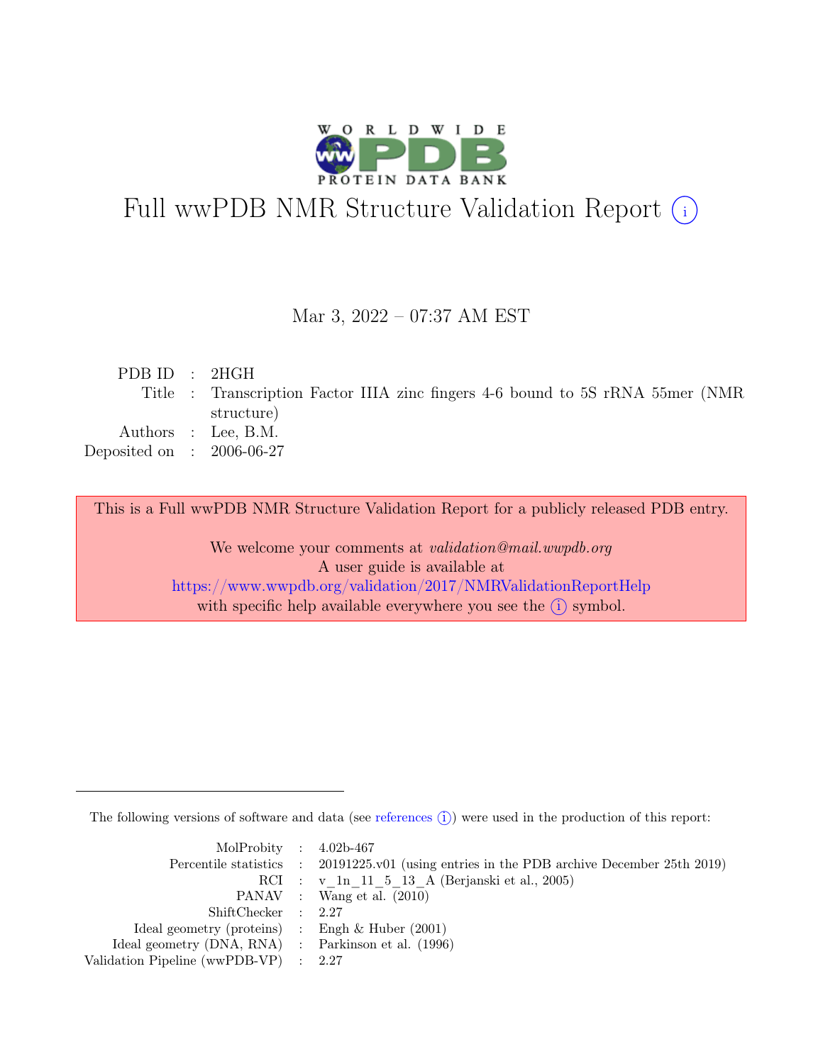# Full wwPDB NMR Structure Validation Report (i)

Mar 3, 2022 – 07:37 AM EST

| | | |
|---|---|---|
| PDB ID | : | 2HGH |
| Title | : | Transcription Factor IIIA zinc fingers 4-6 bound to 5S rRNA 55mer (NMR structure) |
| Authors | : | Lee, B.M. |
| Deposited on | : | 2006-06-27 |

This is a Full wwPDB NMR Structure Validation Report for a publicly released PDB entry.

We welcome your comments at *validation@mail.wwpdb.org*
A user guide is available at
https://www.wwpdb.org/validation/2017/NMRValidationReportHelp
with specific help available everywhere you see the (i) symbol.

The following versions of software and data (see references (i)) were used in the production of this report:

| | | |
|---|---|---|
| MolProbity | : | 4.02b-467 |
| Percentile statistics | : | 20191225.v01 (using entries in the PDB archive December 25th 2019) |
| RCI | : | v_1n_11_5_13_A (Berjanski et al., 2005) |
| PANAV | : | Wang et al. (2010) |
| ShiftChecker | : | 2.27 |
| Ideal geometry (proteins) | : | Engh & Huber (2001) |
| Ideal geometry (DNA, RNA) | : | Parkinson et al. (1996) |
| Validation Pipeline (wwPDB-VP) | : | 2.27 |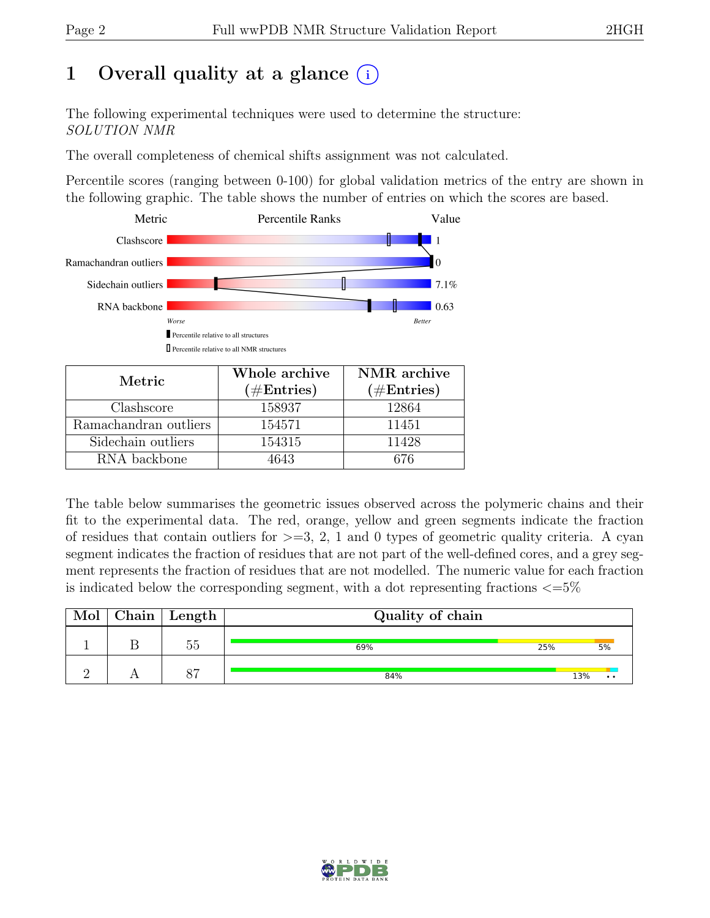# 1 Overall quality at a glance (i)

The following experimental techniques were used to determine the structure:
*SOLUTION NMR*

The overall completeness of chemical shifts assignment was not calculated.

Percentile scores (ranging between 0-100) for global validation metrics of the entry are shown in the following graphic. The table shows the number of entries on which the scores are based.

| Metric | Value |
|---|---|
| Clashscore | 1 |
| Ramachandran outliers | 0 |
| Sidechain outliers | 7.1% |
| RNA backbone | 0.63 |

Worse — Better

▮ Percentile relative to all structures
▯ Percentile relative to all NMR structures

| Metric | Whole archive (#Entries) | NMR archive (#Entries) |
|---|---|---|
| Clashscore | 158937 | 12864 |
| Ramachandran outliers | 154571 | 11451 |
| Sidechain outliers | 154315 | 11428 |
| RNA backbone | 4643 | 676 |

The table below summarises the geometric issues observed across the polymeric chains and their fit to the experimental data. The red, orange, yellow and green segments indicate the fraction of residues that contain outliers for >=3, 2, 1 and 0 types of geometric quality criteria. A cyan segment indicates the fraction of residues that are not part of the well-defined cores, and a grey segment represents the fraction of residues that are not modelled. The numeric value for each fraction is indicated below the corresponding segment, with a dot representing fractions <=5%

| Mol | Chain | Length | Quality of chain |
|---|---|---|---|
| 1 | B | 55 | 69% / 25% / 5% |
| 2 | A | 87 | 84% / 13% / • • |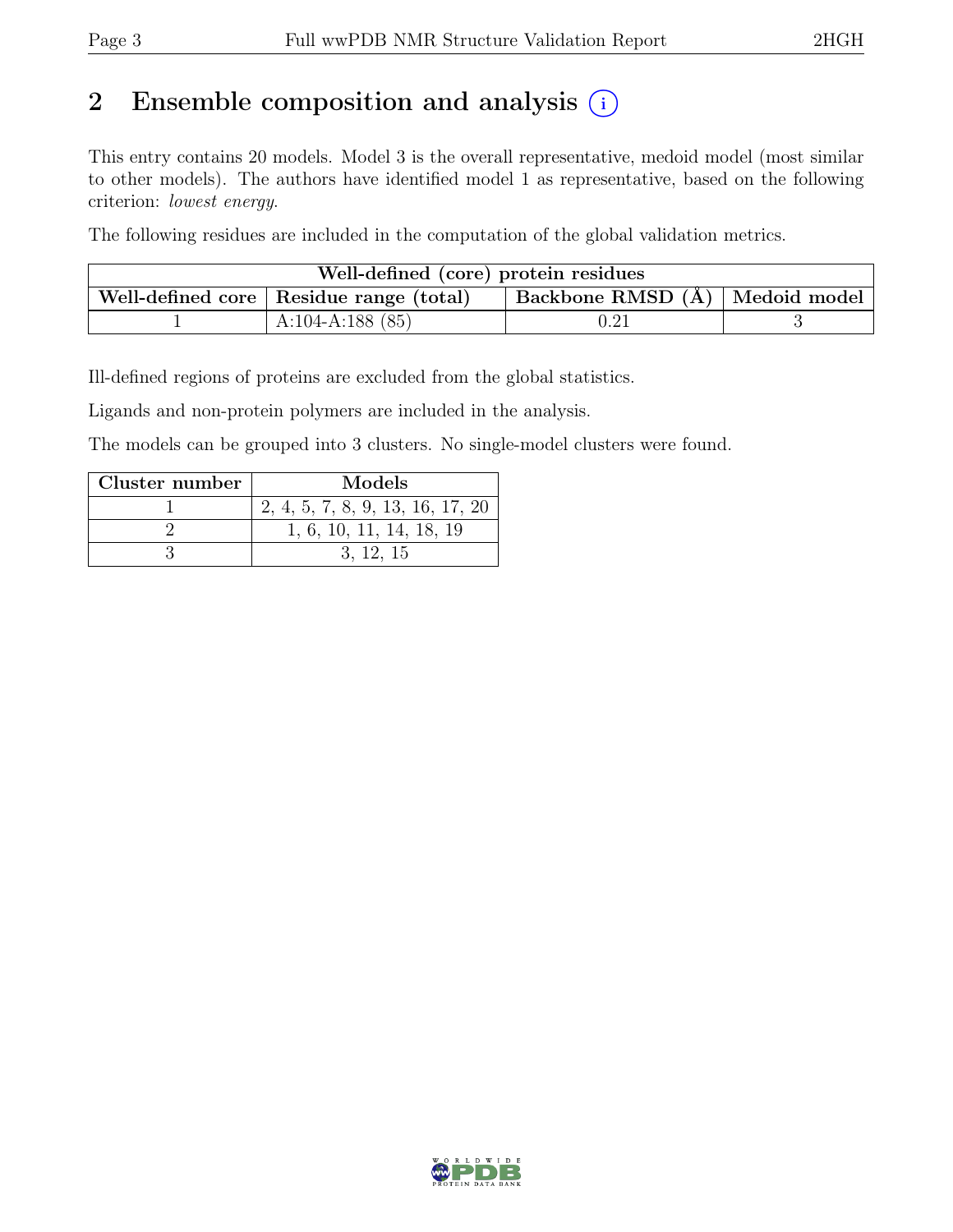## 2 Ensemble composition and analysis (i)

This entry contains 20 models. Model 3 is the overall representative, medoid model (most similar to other models). The authors have identified model 1 as representative, based on the following criterion: *lowest energy*.

The following residues are included in the computation of the global validation metrics.

| Well-defined (core) protein residues | | | |
|---|---|---|---|
| Well-defined core | Residue range (total) | Backbone RMSD (Å) | Medoid model |
| 1 | A:104-A:188 (85) | 0.21 | 3 |

Ill-defined regions of proteins are excluded from the global statistics.

Ligands and non-protein polymers are included in the analysis.

The models can be grouped into 3 clusters. No single-model clusters were found.

| Cluster number | Models |
|---|---|
| 1 | 2, 4, 5, 7, 8, 9, 13, 16, 17, 20 |
| 2 | 1, 6, 10, 11, 14, 18, 19 |
| 3 | 3, 12, 15 |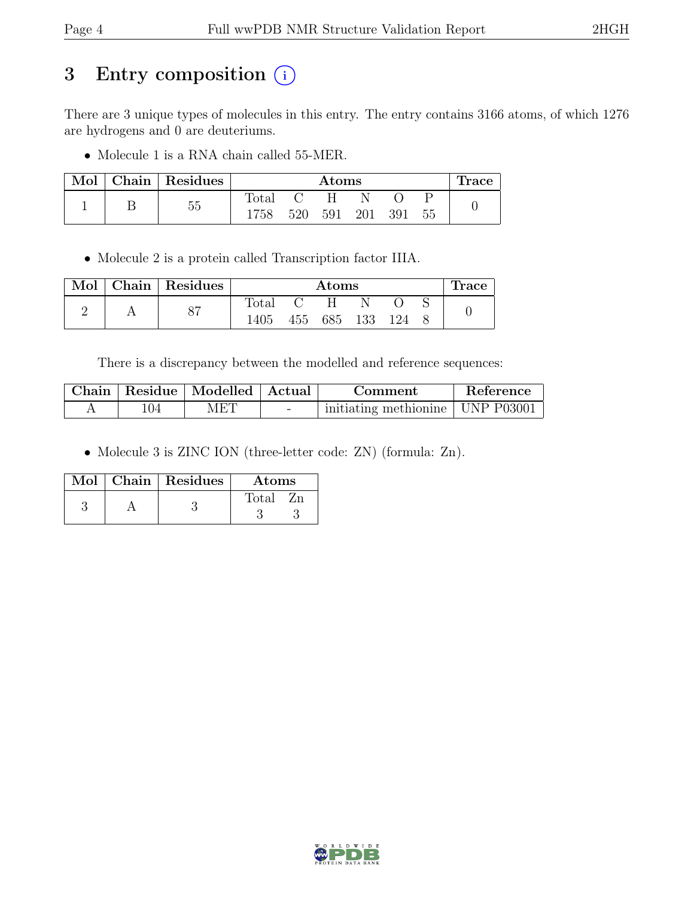# 3 Entry composition

There are 3 unique types of molecules in this entry. The entry contains 3166 atoms, of which 1276 are hydrogens and 0 are deuteriums.

- Molecule 1 is a RNA chain called 55-MER.

| Mol | Chain | Residues | Atoms | | | | | | Trace |
|---|---|---|---|---|---|---|---|---|---|
| | | | Total | C | H | N | O | P | |
| 1 | B | 55 | 1758 | 520 | 591 | 201 | 391 | 55 | 0 |

- Molecule 2 is a protein called Transcription factor IIIA.

| Mol | Chain | Residues | Atoms | | | | | | Trace |
|---|---|---|---|---|---|---|---|---|---|
| | | | Total | C | H | N | O | S | |
| 2 | A | 87 | 1405 | 455 | 685 | 133 | 124 | 8 | 0 |

There is a discrepancy between the modelled and reference sequences:

| Chain | Residue | Modelled | Actual | Comment | Reference |
|---|---|---|---|---|---|
| A | 104 | MET | - | initiating methionine | UNP P03001 |

- Molecule 3 is ZINC ION (three-letter code: ZN) (formula: Zn).

| Mol | Chain | Residues | Atoms | |
|---|---|---|---|---|
| | | | Total | Zn |
| 3 | A | 3 | 3 | 3 |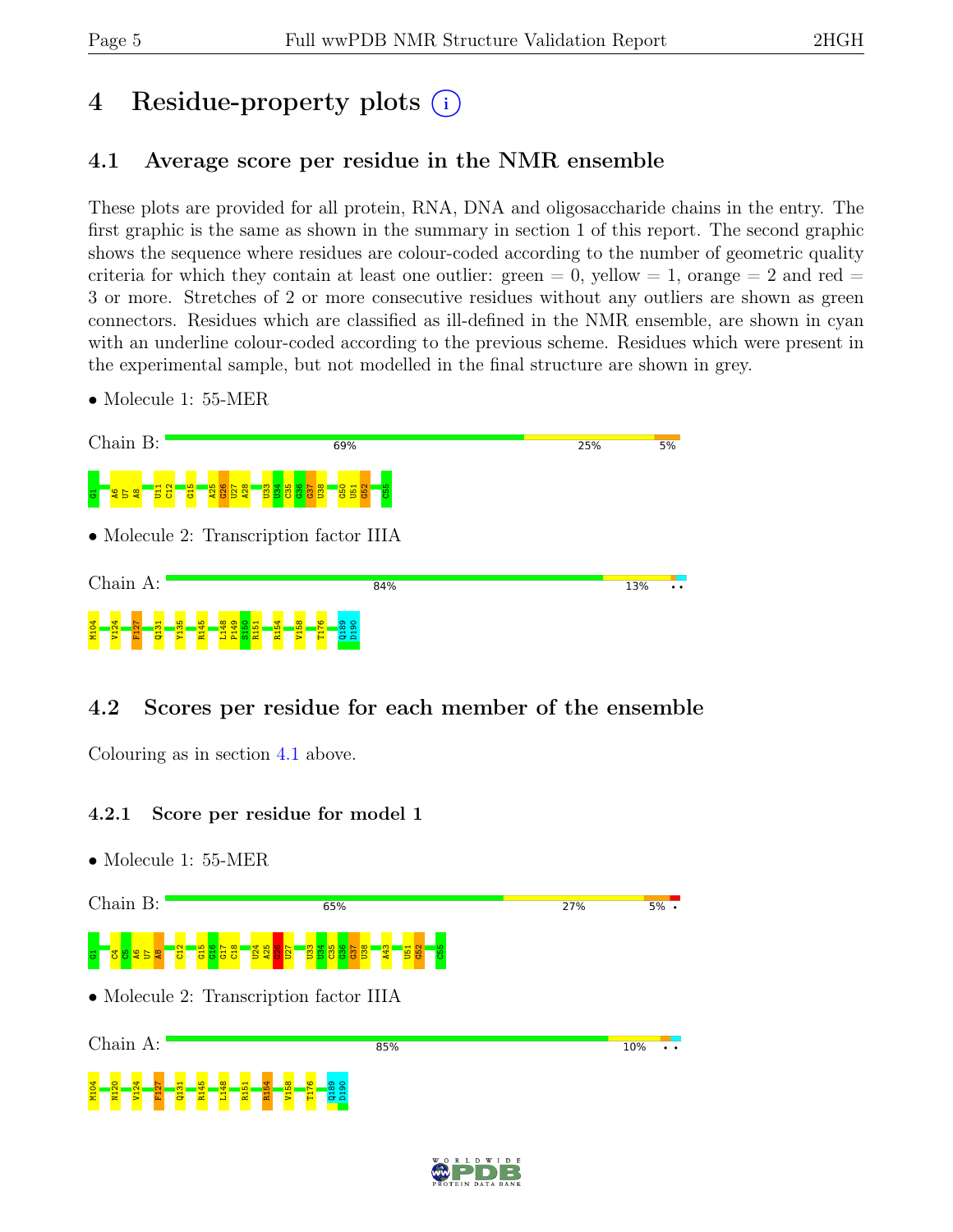# 4 Residue-property plots

## 4.1 Average score per residue in the NMR ensemble

These plots are provided for all protein, RNA, DNA and oligosaccharide chains in the entry. The first graphic is the same as shown in the summary in section 1 of this report. The second graphic shows the sequence where residues are colour-coded according to the number of geometric quality criteria for which they contain at least one outlier: green = 0, yellow = 1, orange = 2 and red = 3 or more. Stretches of 2 or more consecutive residues without any outliers are shown as green connectors. Residues which are classified as ill-defined in the NMR ensemble, are shown in cyan with an underline colour-coded according to the previous scheme. Residues which were present in the experimental sample, but not modelled in the final structure are shown in grey.

- Molecule 1: 55-MER

Chain B: 69% 25% 5%

G1 A6 U7 A8 U11 C12 G15 A25 G26 U27 A28 U33 U34 C35 G36 G37 U38 G50 U51 G52 C55

- Molecule 2: Transcription factor IIIA

Chain A: 84% 13% • •

M104 V124 F127 Q131 Y135 R145 L148 P149 S150 R151 R154 V158 T176 Q189 D190

## 4.2 Scores per residue for each member of the ensemble

Colouring as in section 4.1 above.

### 4.2.1 Score per residue for model 1

- Molecule 1: 55-MER

Chain B: 65% 27% 5% •

G1 C4 C5 A6 U7 A8 C12 G15 G16 G17 C18 U24 A25 G26 U27 U33 U34 C35 G36 G37 U38 A43 U51 G52 C55

- Molecule 2: Transcription factor IIIA

Chain A: 85% 10% • •

M104 N120 V124 F127 Q131 R145 L148 R151 R154 V158 T176 Q189 D190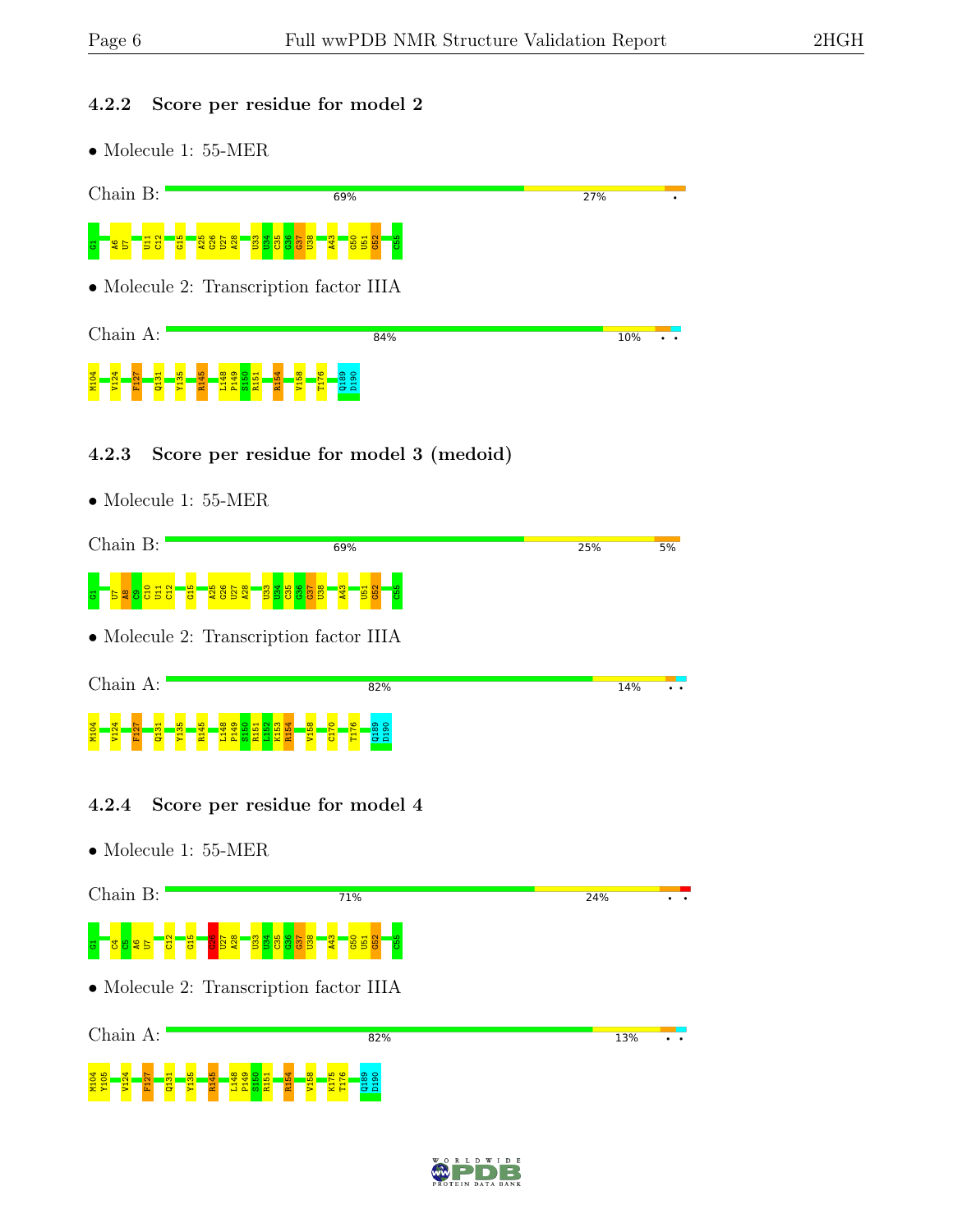### 4.2.2 Score per residue for model 2

- Molecule 1: 55-MER

Chain B: 69% | 27% | •

G1 A6 U7 U11 C12 G15 A25 G26 U27 A28 U33 U34 C35 G36 G37 U38 A43 G50 U51 G52 C55

- Molecule 2: Transcription factor IIIA

Chain A: 84% | 10% | • •

M104 V124 F127 Q131 Y135 R145 L148 P149 S150 R151 R154 V158 T176 Q189 D190

### 4.2.3 Score per residue for model 3 (medoid)

- Molecule 1: 55-MER

Chain B: 69% | 25% | 5%

G1 U7 A8 C9 C10 U11 C12 G15 A25 G26 U27 A28 U33 U34 C35 G36 G37 U38 A43 U51 G52 C55

- Molecule 2: Transcription factor IIIA

Chain A: 82% | 14% | • •

M104 V124 F127 Q131 Y135 R145 L148 P149 S150 R151 L152 K153 R154 V158 C170 T176 Q189 D190

### 4.2.4 Score per residue for model 4

- Molecule 1: 55-MER

Chain B: 71% | 24% | • •

G1 C4 C5 A6 U7 C12 G15 G26 U27 A28 U33 U34 C35 G36 G37 U38 A43 G50 U51 G52 C55

- Molecule 2: Transcription factor IIIA

Chain A: 82% | 13% | • •

M104 Y105 V124 F127 Q131 Y135 R145 L148 P149 S150 R151 R154 V158 K175 T176 Q189 D190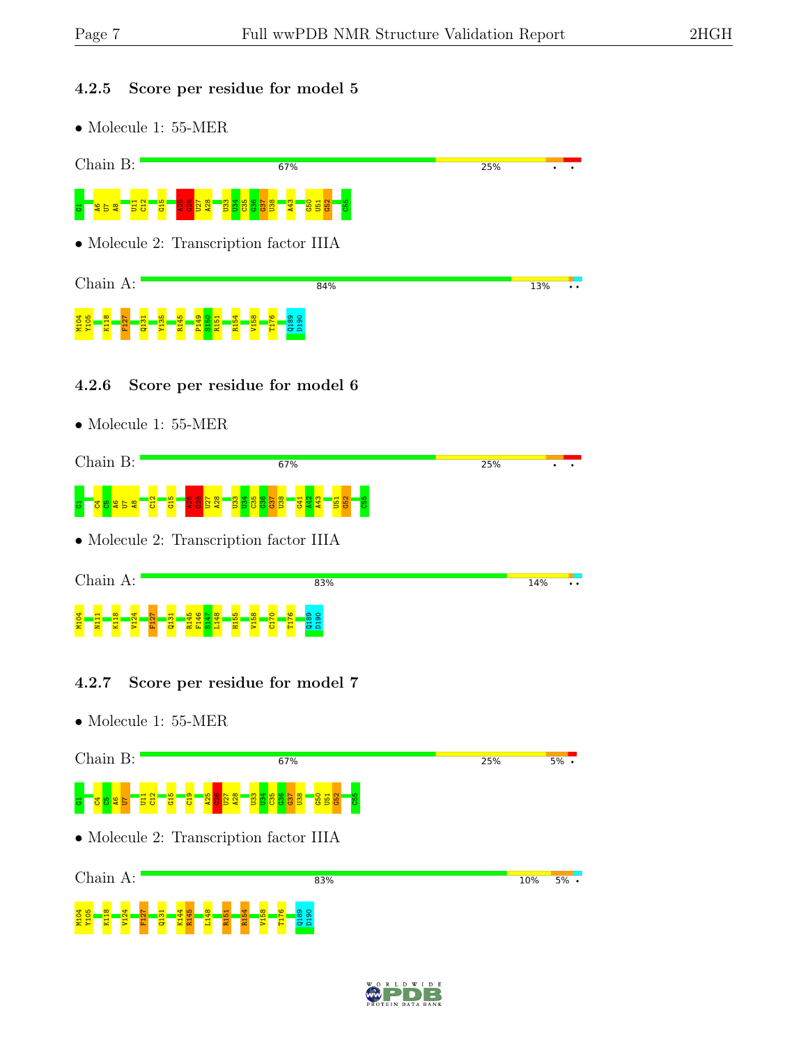### 4.2.5 Score per residue for model 5

- Molecule 1: 55-MER

Chain B: 67% 25% • •

G1 A6 U7 A8 U11 C12 G15 A25 C26 U27 A28 U33 U34 C35 G36 G37 U38 A43 G50 U51 G52 C55

- Molecule 2: Transcription factor IIIA

Chain A: 84% 13% • •

M104 Y105 K118 F127 Q131 Y135 R145 P149 S150 R151 R154 V158 T176 Q189 D190

### 4.2.6 Score per residue for model 6

- Molecule 1: 55-MER

Chain B: 67% 25% • •

G1 C4 C5 A6 U7 A8 C12 G15 A25 C26 U27 A28 U33 U34 C35 G36 G37 U38 G41 A42 A43 U51 G52 C55

- Molecule 2: Transcription factor IIIA

Chain A: 83% 14% • •

M104 N111 K118 V124 F127 Q131 R145 F146 S147 L148 H155 V158 C170 T176 Q189 D190

### 4.2.7 Score per residue for model 7

- Molecule 1: 55-MER

Chain B: 67% 25% 5% •

G1 C4 C5 A6 U7 U11 C12 G15 C19 A25 C26 U27 A28 U33 U34 C35 G36 G37 U38 G50 U51 G52 C55

- Molecule 2: Transcription factor IIIA

Chain A: 83% 10% 5% •

M104 Y105 K118 V124 F127 Q131 K144 R145 L148 R151 R154 V158 T176 Q189 D190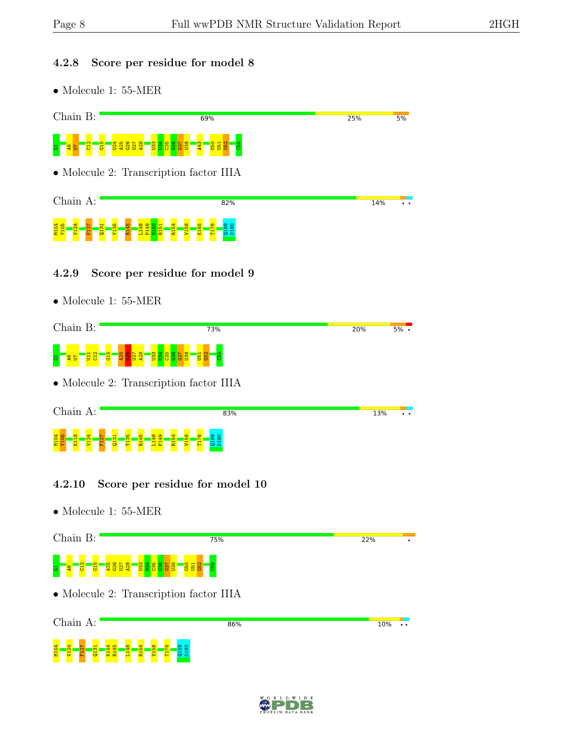### 4.2.8 Score per residue for model 8

- Molecule 1: 55-MER

Chain B: 69% | 25% | 5%

G1 A6 U7 C12 G15 U24 A25 G26 U27 A28 U33 U34 C35 G36 G37 U38 A43 G50 U51 G52 C55

- Molecule 2: Transcription factor IIIA

Chain A: 82% | 14% | • •

M104 Y105 V124 F127 Q131 Y135 R145 L148 P149 S150 R151 R154 V158 K165 T176 Q189 D190

### 4.2.9 Score per residue for model 9

- Molecule 1: 55-MER

Chain B: 73% | 20% | 5% | •

G1 A6 U7 U11 C12 G15 A25 G26 U27 A28 U33 U34 C35 G36 G37 U38 U51 G52 C55

- Molecule 2: Transcription factor IIIA

Chain A: 83% | 13% | • •

M104 Y105 K118 V124 F127 Q131 Y135 R145 L148 P149 R154 V158 T176 Q189 D190

### 4.2.10 Score per residue for model 10

- Molecule 1: 55-MER

Chain B: 75% | 22% | •

G1 A6 C12 G15 A25 G26 U27 A28 U33 U34 C35 G36 G37 U38 G50 U51 G52 C55

- Molecule 2: Transcription factor IIIA

Chain A: 86% | 10% | • •

M104 V124 F127 Q131 K144 R145 L148 R154 V158 T176 Q189 D190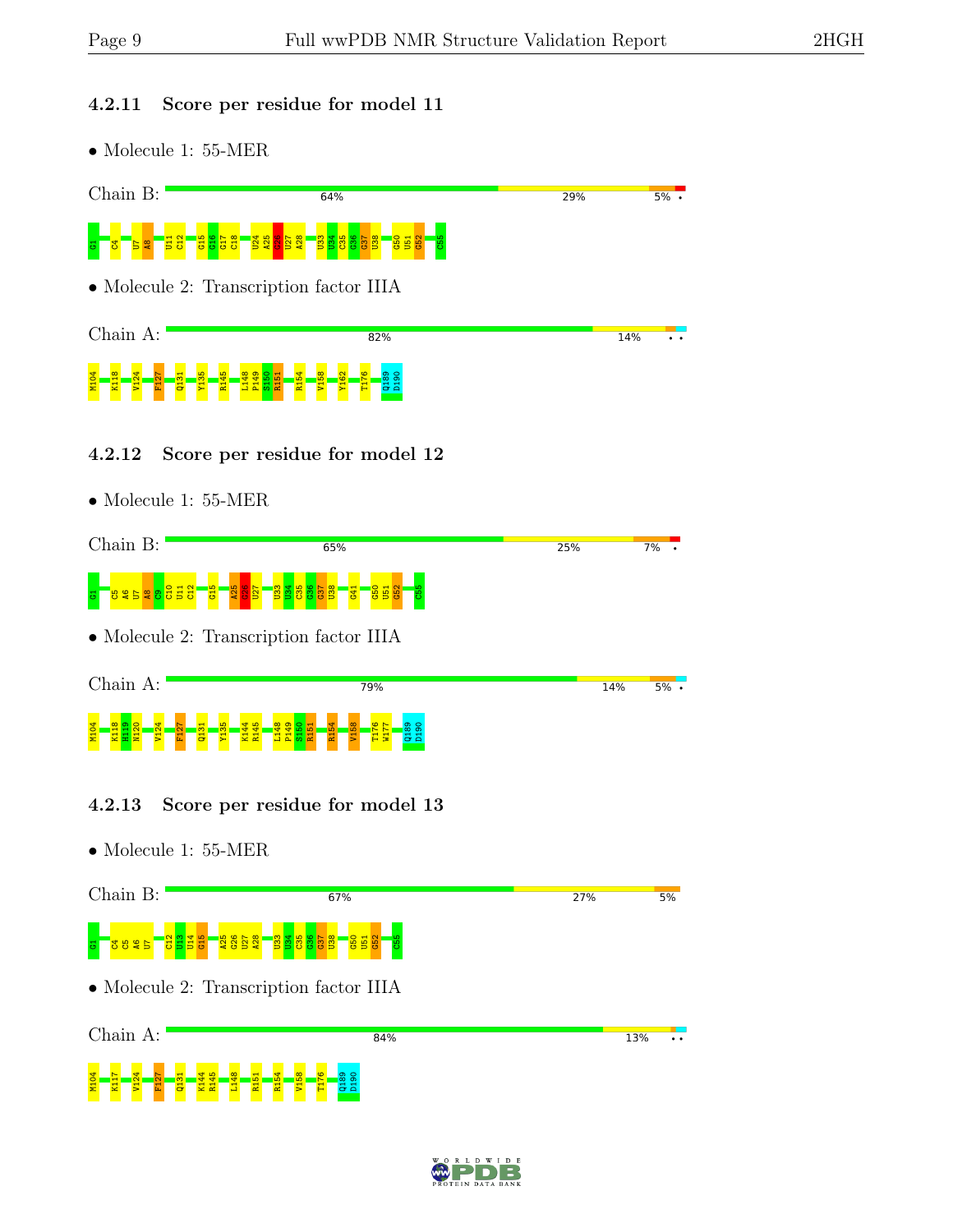### 4.2.11 Score per residue for model 11

- Molecule 1: 55-MER

Chain B: 64% | 29% | 5% | •

G1 C4 U7 A8 U11 C12 G15 G16 G17 C18 U24 A25 G26 U27 A28 U33 U34 C35 G36 G37 U38 G50 U51 G52 C55

- Molecule 2: Transcription factor IIIA

Chain A: 82% | 14% | • •

M104 K118 V124 F127 Q131 Y135 R145 L148 P149 S150 R151 R154 V158 Y162 T176 Q189 D190

### 4.2.12 Score per residue for model 12

- Molecule 1: 55-MER

Chain B: 65% | 25% | 7% | •

G1 C5 A6 U7 A8 C9 C10 U11 C12 G15 A25 G26 U27 U33 U34 C35 G36 G37 U38 G41 G50 U51 G52 C55

- Molecule 2: Transcription factor IIIA

Chain A: 79% | 14% | 5% | •

M104 K118 H119 N120 V124 F127 Q131 Y135 K144 R145 L148 P149 S150 R151 R154 V158 T176 W177 Q189 D190

### 4.2.13 Score per residue for model 13

- Molecule 1: 55-MER

Chain B: 67% | 27% | 5%

G1 C4 C5 A6 U7 C12 U13 U14 G15 A25 G26 U27 A28 U33 U34 C35 G36 G37 U38 G50 U51 G52 C55

- Molecule 2: Transcription factor IIIA

Chain A: 84% | 13% | • •

M104 K117 V124 F127 Q131 K144 R145 L148 R151 R154 V158 T176 Q189 D190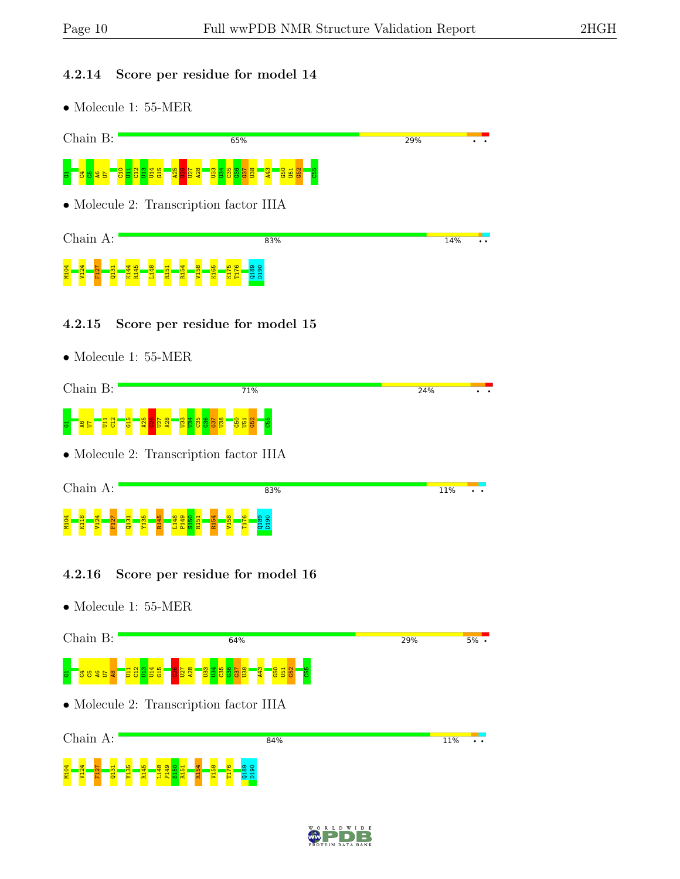### 4.2.14 Score per residue for model 14

- Molecule 1: 55-MER

Chain B: 65% | 29% | • •

G1 C4 C5 A6 U7 C10 U11 C12 U13 U14 G15 A25 C26 U27 A28 U33 U34 C35 G36 G37 U38 A43 G50 U51 G52 C55

- Molecule 2: Transcription factor IIIA

Chain A: 83% | 14% | • •

M104 V124 F127 Q131 K144 R145 L148 R151 R154 V158 K165 K175 T176 Q189 D190

### 4.2.15 Score per residue for model 15

- Molecule 1: 55-MER

Chain B: 71% | 24% | • •

G1 A6 U7 U11 C12 G15 A25 C26 U27 A28 U33 U34 C35 G36 G37 U38 G50 U51 G52 C55

- Molecule 2: Transcription factor IIIA

Chain A: 83% | 11% | • •

M104 K118 V124 F127 Q131 Y135 R145 L148 P149 S150 R151 R154 V158 T176 Q189 D190

### 4.2.16 Score per residue for model 16

- Molecule 1: 55-MER

Chain B: 64% | 29% | 5% •

G1 C4 C5 A6 U7 A8 U11 C12 U13 U14 G15 C26 U27 A28 U33 U34 C35 G36 G37 U38 A43 G50 U51 G52 C55

- Molecule 2: Transcription factor IIIA

Chain A: 84% | 11% | • •

M104 V124 F127 Q131 Y135 R145 L148 P149 S150 R151 R154 V158 T176 Q189 D190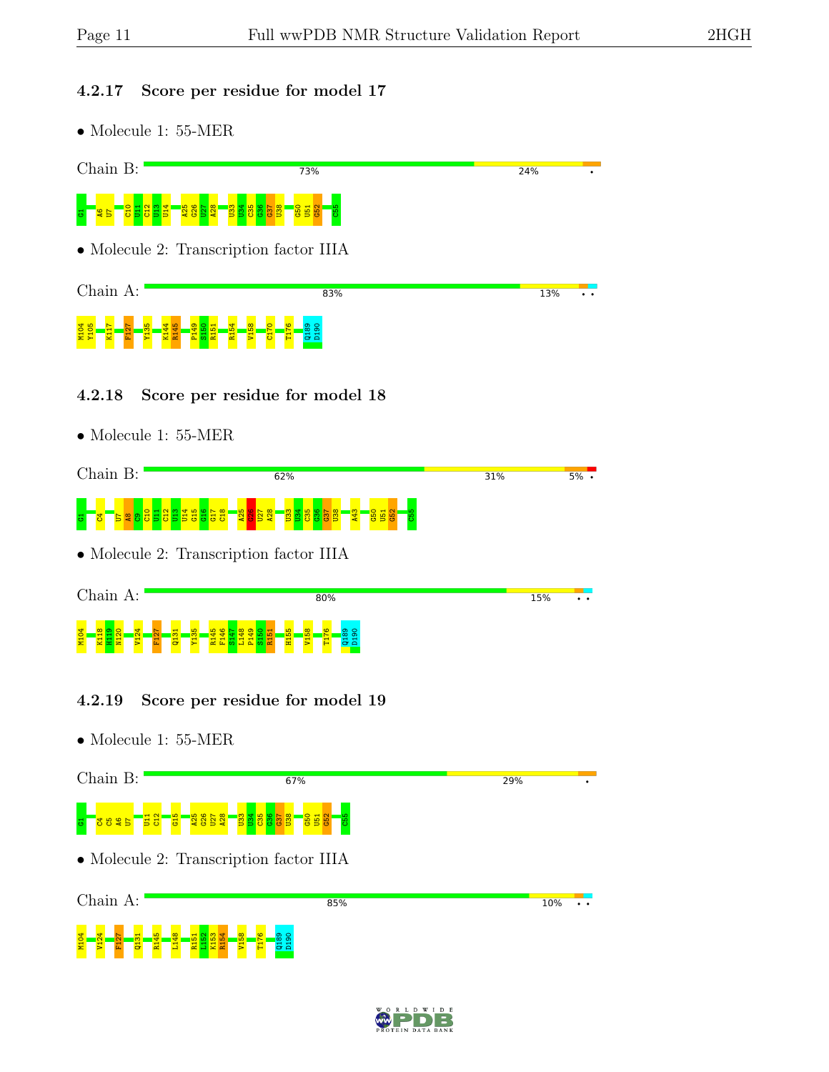### 4.2.17 Score per residue for model 17

- Molecule 1: 55-MER

Chain B: 73% | 24% | •

G1 A6 U7 C10 U11 C12 U13 U14 A25 G26 U27 A28 U33 U34 C35 G36 G37 U38 G50 U51 G52 C55

- Molecule 2: Transcription factor IIIA

Chain A: 83% | 13% | • •

M104 T105 K117 F127 Y135 K144 R145 P149 S150 R151 R154 V158 C170 T176 Q189 D190

### 4.2.18 Score per residue for model 18

- Molecule 1: 55-MER

Chain B: 62% | 31% | 5% | •

G1 C4 U7 A8 C9 C10 U11 C12 U13 U14 G15 G16 G17 C18 A25 G26 U27 A28 U33 U34 C35 G36 G37 U38 A43 G50 U51 G52 C55

- Molecule 2: Transcription factor IIIA

Chain A: 80% | 15% | • •

M104 K118 H119 N120 V124 F127 Q131 Y135 R145 F146 S147 L148 P149 S150 R151 H155 V158 T176 Q189 D190

### 4.2.19 Score per residue for model 19

- Molecule 1: 55-MER

Chain B: 67% | 29% | •

G1 C4 C5 A6 U7 U11 C12 G15 A25 G26 U27 A28 U33 U34 C35 G36 G37 U38 G50 U51 G52 C55

- Molecule 2: Transcription factor IIIA

Chain A: 85% | 10% | • •

M104 V124 F127 Q131 R145 L148 R151 L152 K153 R154 V158 T176 Q189 D190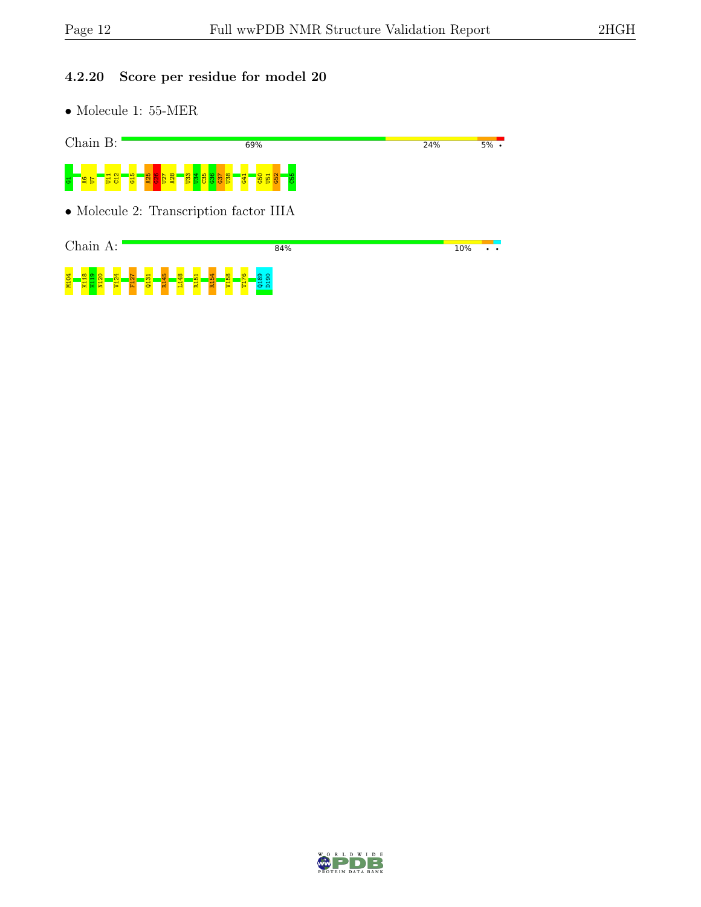### 4.2.20 Score per residue for model 20

- Molecule 1: 55-MER

Chain B: 69% | 24% | 5% | •

G1 A6 U7 U11 C12 G15 A25 G26 U27 A28 U33 U34 C35 G36 G37 U38 G41 G50 U51 G52 C55

- Molecule 2: Transcription factor IIIA

Chain A: 84% | 10% | • | •

M104 K118 H119 N120 V124 F127 Q131 R145 L148 R151 R154 V158 T176 Q189 D190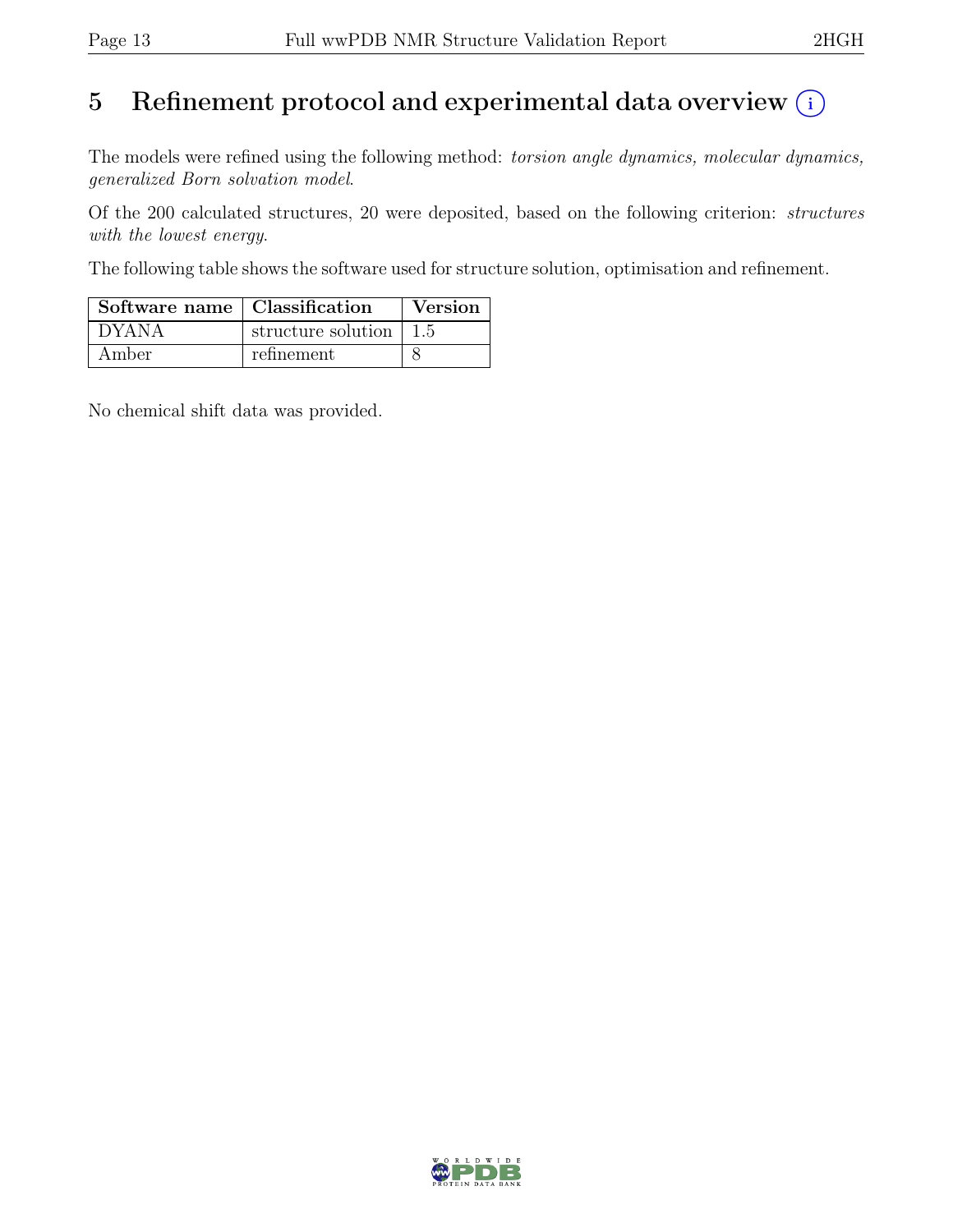# 5 Refinement protocol and experimental data overview (i)

The models were refined using the following method: *torsion angle dynamics, molecular dynamics, generalized Born solvation model*.

Of the 200 calculated structures, 20 were deposited, based on the following criterion: *structures with the lowest energy*.

The following table shows the software used for structure solution, optimisation and refinement.

| Software name | Classification | Version |
|---|---|---|
| DYANA | structure solution | 1.5 |
| Amber | refinement | 8 |

No chemical shift data was provided.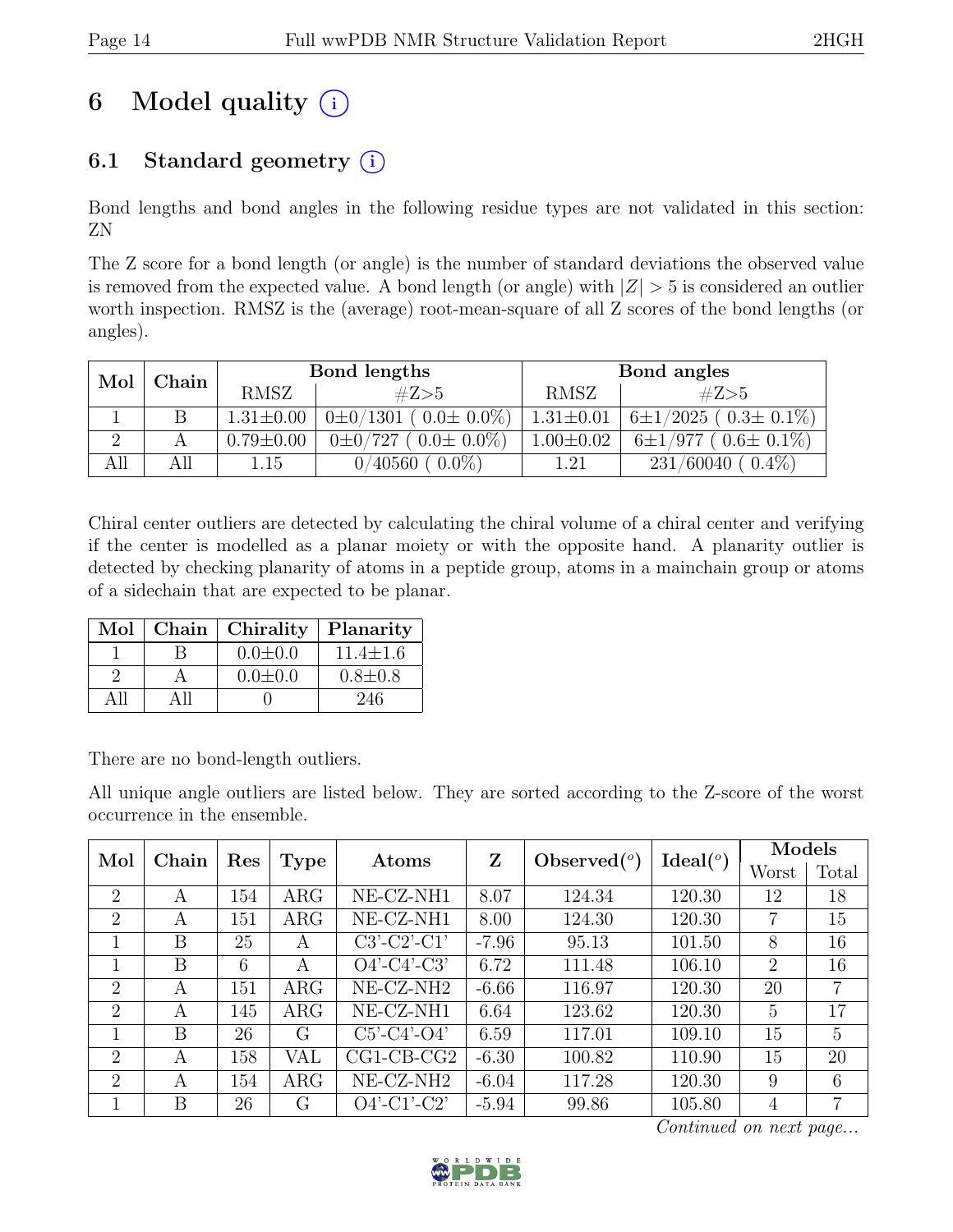# 6 Model quality (i)

## 6.1 Standard geometry (i)

Bond lengths and bond angles in the following residue types are not validated in this section: ZN

The Z score for a bond length (or angle) is the number of standard deviations the observed value is removed from the expected value. A bond length (or angle) with $|Z| > 5$ is considered an outlier worth inspection. RMSZ is the (average) root-mean-square of all Z scores of the bond lengths (or angles).

| Mol | Chain | Bond lengths | | Bond angles | |
|---|---|---|---|---|---|
| | | RMSZ | #Z>5 | RMSZ | #Z>5 |
| 1 | B | 1.31±0.00 | 0±0/1301 ( 0.0± 0.0%) | 1.31±0.01 | 6±1/2025 ( 0.3± 0.1%) |
| 2 | A | 0.79±0.00 | 0±0/727 ( 0.0± 0.0%) | 1.00±0.02 | 6±1/977 ( 0.6± 0.1%) |
| All | All | 1.15 | 0/40560 ( 0.0%) | 1.21 | 231/60040 ( 0.4%) |

Chiral center outliers are detected by calculating the chiral volume of a chiral center and verifying if the center is modelled as a planar moiety or with the opposite hand. A planarity outlier is detected by checking planarity of atoms in a peptide group, atoms in a mainchain group or atoms of a sidechain that are expected to be planar.

| Mol | Chain | Chirality | Planarity |
|---|---|---|---|
| 1 | B | 0.0±0.0 | 11.4±1.6 |
| 2 | A | 0.0±0.0 | 0.8±0.8 |
| All | All | 0 | 246 |

There are no bond-length outliers.

All unique angle outliers are listed below. They are sorted according to the Z-score of the worst occurrence in the ensemble.

| Mol | Chain | Res | Type | Atoms | Z | Observed(°) | Ideal(°) | Models | |
|---|---|---|---|---|---|---|---|---|---|
| | | | | | | | | Worst | Total |
| 2 | A | 154 | ARG | NE-CZ-NH1 | 8.07 | 124.34 | 120.30 | 12 | 18 |
| 2 | A | 151 | ARG | NE-CZ-NH1 | 8.00 | 124.30 | 120.30 | 7 | 15 |
| 1 | B | 25 | A | C3'-C2'-C1' | -7.96 | 95.13 | 101.50 | 8 | 16 |
| 1 | B | 6 | A | O4'-C4'-C3' | 6.72 | 111.48 | 106.10 | 2 | 16 |
| 2 | A | 151 | ARG | NE-CZ-NH2 | -6.66 | 116.97 | 120.30 | 20 | 7 |
| 2 | A | 145 | ARG | NE-CZ-NH1 | 6.64 | 123.62 | 120.30 | 5 | 17 |
| 1 | B | 26 | G | C5'-C4'-O4' | 6.59 | 117.01 | 109.10 | 15 | 5 |
| 2 | A | 158 | VAL | CG1-CB-CG2 | -6.30 | 100.82 | 110.90 | 15 | 20 |
| 2 | A | 154 | ARG | NE-CZ-NH2 | -6.04 | 117.28 | 120.30 | 9 | 6 |
| 1 | B | 26 | G | O4'-C1'-C2' | -5.94 | 99.86 | 105.80 | 4 | 7 |

*Continued on next page...*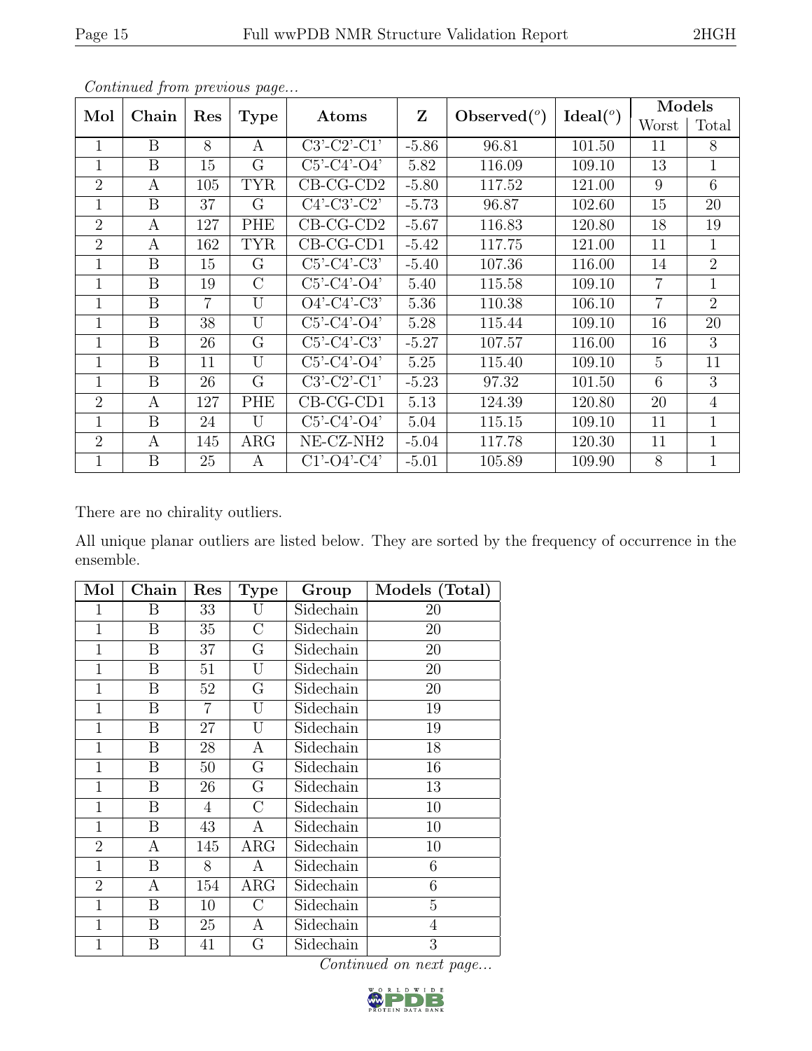*Continued from previous page...*

| Mol | Chain | Res | Type | Atoms | Z | Observed(°) | Ideal(°) | Models | |
|---|---|---|---|---|---|---|---|---|---|
| | | | | | | | | Worst | Total |
| 1 | B | 8 | A | C3'-C2'-C1' | -5.86 | 96.81 | 101.50 | 11 | 8 |
| 1 | B | 15 | G | C5'-C4'-O4' | 5.82 | 116.09 | 109.10 | 13 | 1 |
| 2 | A | 105 | TYR | CB-CG-CD2 | -5.80 | 117.52 | 121.00 | 9 | 6 |
| 1 | B | 37 | G | C4'-C3'-C2' | -5.73 | 96.87 | 102.60 | 15 | 20 |
| 2 | A | 127 | PHE | CB-CG-CD2 | -5.67 | 116.83 | 120.80 | 18 | 19 |
| 2 | A | 162 | TYR | CB-CG-CD1 | -5.42 | 117.75 | 121.00 | 11 | 1 |
| 1 | B | 15 | G | C5'-C4'-C3' | -5.40 | 107.36 | 116.00 | 14 | 2 |
| 1 | B | 19 | C | C5'-C4'-O4' | 5.40 | 115.58 | 109.10 | 7 | 1 |
| 1 | B | 7 | U | O4'-C4'-C3' | 5.36 | 110.38 | 106.10 | 7 | 2 |
| 1 | B | 38 | U | C5'-C4'-O4' | 5.28 | 115.44 | 109.10 | 16 | 20 |
| 1 | B | 26 | G | C5'-C4'-C3' | -5.27 | 107.57 | 116.00 | 16 | 3 |
| 1 | B | 11 | U | C5'-C4'-O4' | 5.25 | 115.40 | 109.10 | 5 | 11 |
| 1 | B | 26 | G | C3'-C2'-C1' | -5.23 | 97.32 | 101.50 | 6 | 3 |
| 2 | A | 127 | PHE | CB-CG-CD1 | 5.13 | 124.39 | 120.80 | 20 | 4 |
| 1 | B | 24 | U | C5'-C4'-O4' | 5.04 | 115.15 | 109.10 | 11 | 1 |
| 2 | A | 145 | ARG | NE-CZ-NH2 | -5.04 | 117.78 | 120.30 | 11 | 1 |
| 1 | B | 25 | A | C1'-O4'-C4' | -5.01 | 105.89 | 109.90 | 8 | 1 |

There are no chirality outliers.

All unique planar outliers are listed below. They are sorted by the frequency of occurrence in the ensemble.

| Mol | Chain | Res | Type | Group | Models (Total) |
|---|---|---|---|---|---|
| 1 | B | 33 | U | Sidechain | 20 |
| 1 | B | 35 | C | Sidechain | 20 |
| 1 | B | 37 | G | Sidechain | 20 |
| 1 | B | 51 | U | Sidechain | 20 |
| 1 | B | 52 | G | Sidechain | 20 |
| 1 | B | 7 | U | Sidechain | 19 |
| 1 | B | 27 | U | Sidechain | 19 |
| 1 | B | 28 | A | Sidechain | 18 |
| 1 | B | 50 | G | Sidechain | 16 |
| 1 | B | 26 | G | Sidechain | 13 |
| 1 | B | 4 | C | Sidechain | 10 |
| 1 | B | 43 | A | Sidechain | 10 |
| 2 | A | 145 | ARG | Sidechain | 10 |
| 1 | B | 8 | A | Sidechain | 6 |
| 2 | A | 154 | ARG | Sidechain | 6 |
| 1 | B | 10 | C | Sidechain | 5 |
| 1 | B | 25 | A | Sidechain | 4 |
| 1 | B | 41 | G | Sidechain | 3 |

*Continued on next page...*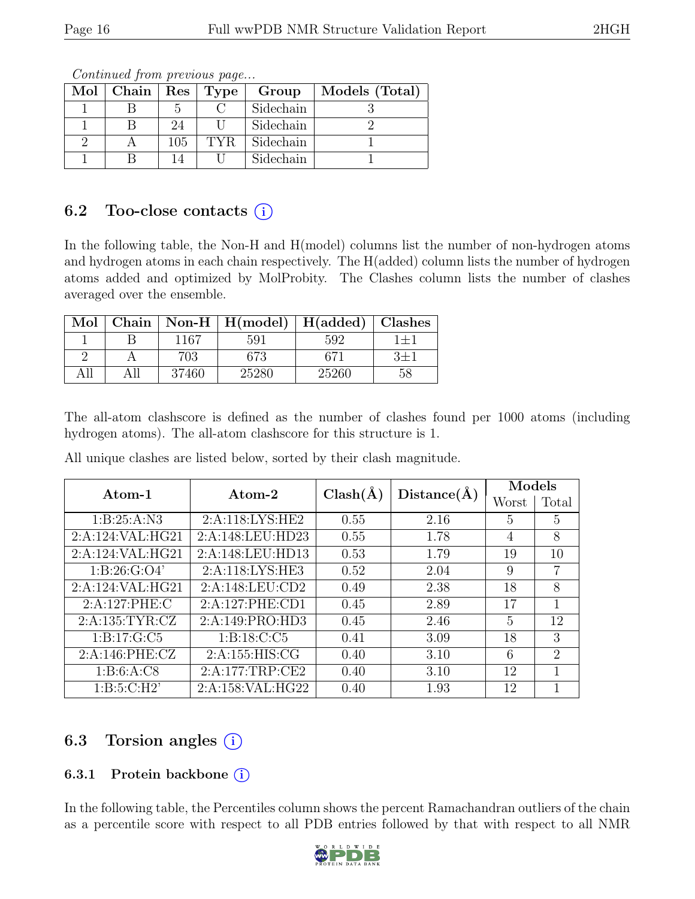*Continued from previous page...*

| Mol | Chain | Res | Type | Group | Models (Total) |
|---|---|---|---|---|---|
| 1 | B | 5 | C | Sidechain | 3 |
| 1 | B | 24 | U | Sidechain | 2 |
| 2 | A | 105 | TYR | Sidechain | 1 |
| 1 | B | 14 | U | Sidechain | 1 |

## 6.2 Too-close contacts

In the following table, the Non-H and H(model) columns list the number of non-hydrogen atoms and hydrogen atoms in each chain respectively. The H(added) column lists the number of hydrogen atoms added and optimized by MolProbity. The Clashes column lists the number of clashes averaged over the ensemble.

| Mol | Chain | Non-H | H(model) | H(added) | Clashes |
|---|---|---|---|---|---|
| 1 | B | 1167 | 591 | 592 | 1±1 |
| 2 | A | 703 | 673 | 671 | 3±1 |
| All | All | 37460 | 25280 | 25260 | 58 |

The all-atom clashscore is defined as the number of clashes found per 1000 atoms (including hydrogen atoms). The all-atom clashscore for this structure is 1.

All unique clashes are listed below, sorted by their clash magnitude.

| Atom-1 | Atom-2 | Clash(Å) | Distance(Å) | Models | |
|---|---|---|---|---|---|
| | | | | Worst | Total |
| 1:B:25:A:N3 | 2:A:118:LYS:HE2 | 0.55 | 2.16 | 5 | 5 |
| 2:A:124:VAL:HG21 | 2:A:148:LEU:HD23 | 0.55 | 1.78 | 4 | 8 |
| 2:A:124:VAL:HG21 | 2:A:148:LEU:HD13 | 0.53 | 1.79 | 19 | 10 |
| 1:B:26:G:O4' | 2:A:118:LYS:HE3 | 0.52 | 2.04 | 9 | 7 |
| 2:A:124:VAL:HG21 | 2:A:148:LEU:CD2 | 0.49 | 2.38 | 18 | 8 |
| 2:A:127:PHE:C | 2:A:127:PHE:CD1 | 0.45 | 2.89 | 17 | 1 |
| 2:A:135:TYR:CZ | 2:A:149:PRO:HD3 | 0.45 | 2.46 | 5 | 12 |
| 1:B:17:G:C5 | 1:B:18:C:C5 | 0.41 | 3.09 | 18 | 3 |
| 2:A:146:PHE:CZ | 2:A:155:HIS:CG | 0.40 | 3.10 | 6 | 2 |
| 1:B:6:A:C8 | 2:A:177:TRP:CE2 | 0.40 | 3.10 | 12 | 1 |
| 1:B:5:C:H2' | 2:A:158:VAL:HG22 | 0.40 | 1.93 | 12 | 1 |

## 6.3 Torsion angles

### 6.3.1 Protein backbone

In the following table, the Percentiles column shows the percent Ramachandran outliers of the chain as a percentile score with respect to all PDB entries followed by that with respect to all NMR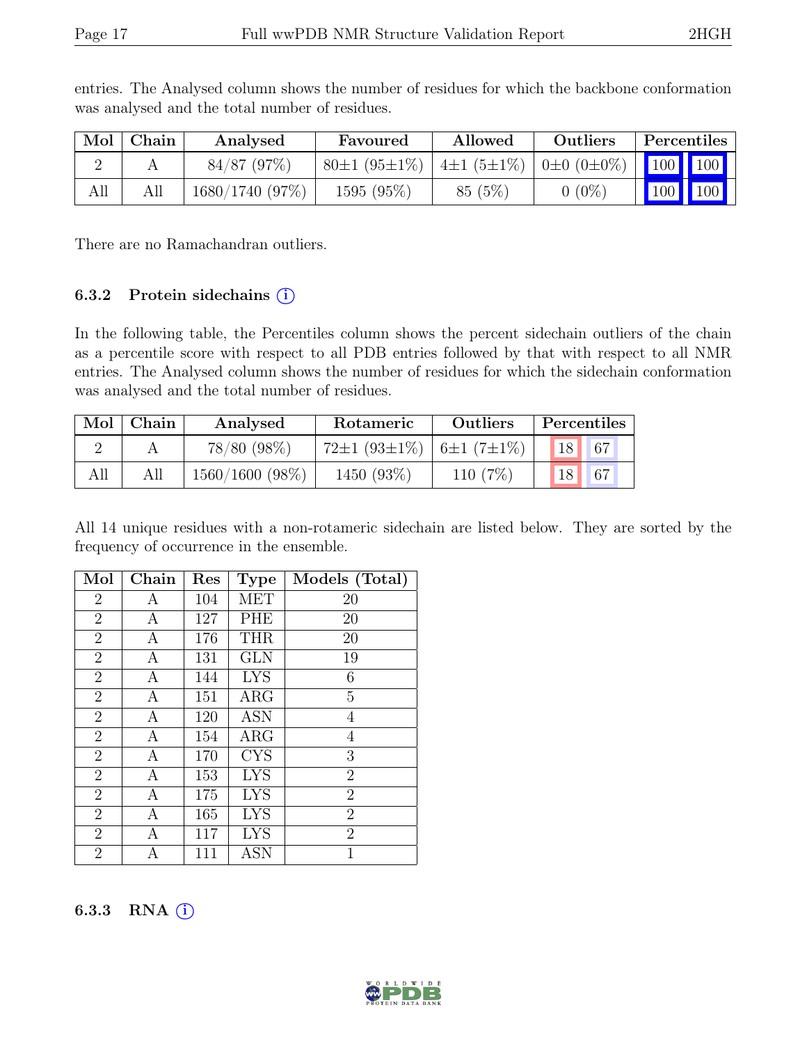entries. The Analysed column shows the number of residues for which the backbone conformation was analysed and the total number of residues.

| Mol | Chain | Analysed | Favoured | Allowed | Outliers | Percentiles | |
|---|---|---|---|---|---|---|---|
| 2 | A | 84/87 (97%) | 80±1 (95±1%) | 4±1 (5±1%) | 0±0 (0±0%) | 100 | 100 |
| All | All | 1680/1740 (97%) | 1595 (95%) | 85 (5%) | 0 (0%) | 100 | 100 |

There are no Ramachandran outliers.

### 6.3.2 Protein sidechains (i)

In the following table, the Percentiles column shows the percent sidechain outliers of the chain as a percentile score with respect to all PDB entries followed by that with respect to all NMR entries. The Analysed column shows the number of residues for which the sidechain conformation was analysed and the total number of residues.

| Mol | Chain | Analysed | Rotameric | Outliers | Percentiles | |
|---|---|---|---|---|---|---|
| 2 | A | 78/80 (98%) | 72±1 (93±1%) | 6±1 (7±1%) | 18 | 67 |
| All | All | 1560/1600 (98%) | 1450 (93%) | 110 (7%) | 18 | 67 |

All 14 unique residues with a non-rotameric sidechain are listed below. They are sorted by the frequency of occurrence in the ensemble.

| Mol | Chain | Res | Type | Models (Total) |
|---|---|---|---|---|
| 2 | A | 104 | MET | 20 |
| 2 | A | 127 | PHE | 20 |
| 2 | A | 176 | THR | 20 |
| 2 | A | 131 | GLN | 19 |
| 2 | A | 144 | LYS | 6 |
| 2 | A | 151 | ARG | 5 |
| 2 | A | 120 | ASN | 4 |
| 2 | A | 154 | ARG | 4 |
| 2 | A | 170 | CYS | 3 |
| 2 | A | 153 | LYS | 2 |
| 2 | A | 175 | LYS | 2 |
| 2 | A | 165 | LYS | 2 |
| 2 | A | 117 | LYS | 2 |
| 2 | A | 111 | ASN | 1 |

### 6.3.3 RNA (i)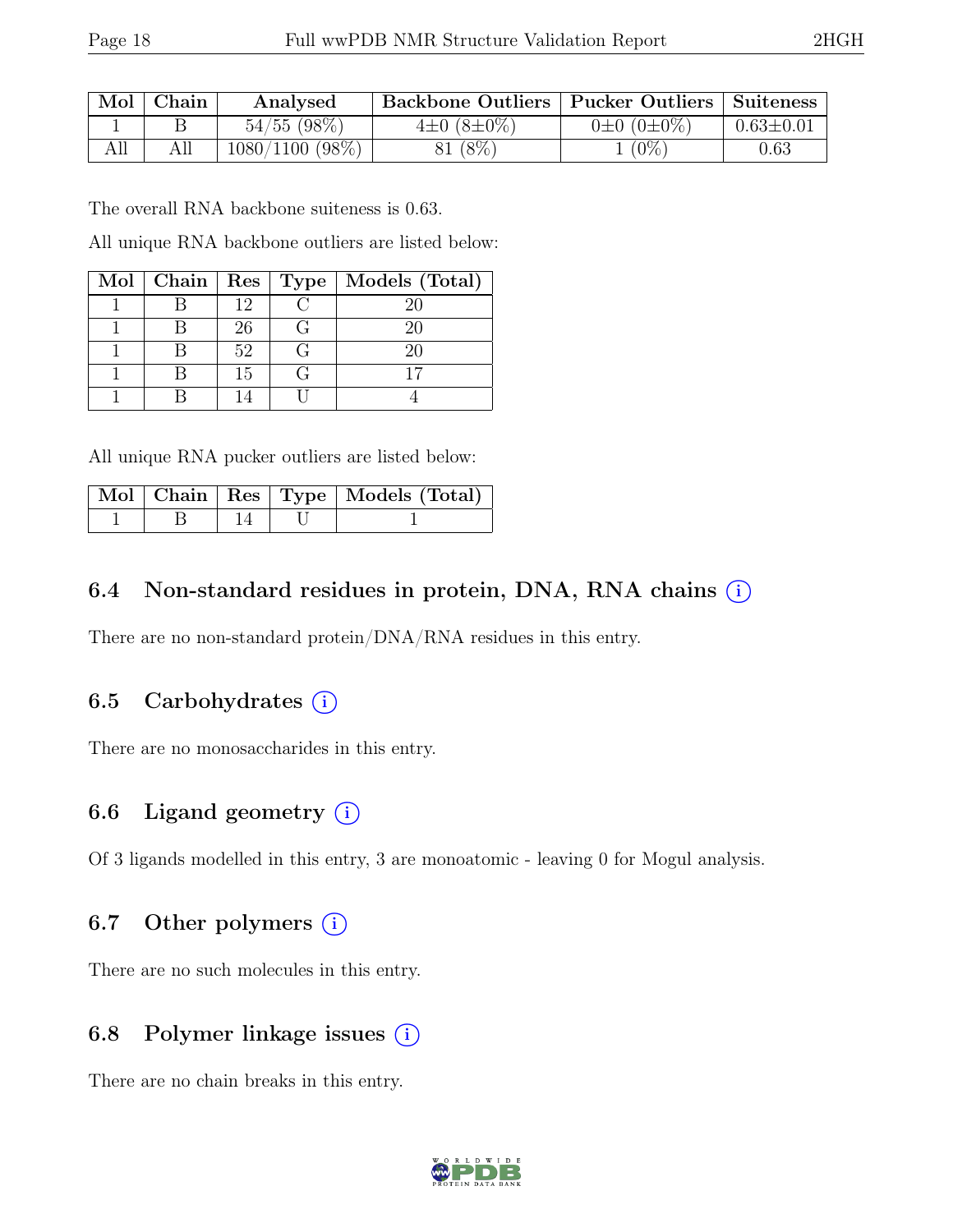| Mol | Chain | Analysed | Backbone Outliers | Pucker Outliers | Suiteness |
|---|---|---|---|---|---|
| 1 | B | 54/55 (98%) | 4±0 (8±0%) | 0±0 (0±0%) | 0.63±0.01 |
| All | All | 1080/1100 (98%) | 81 (8%) | 1 (0%) | 0.63 |

The overall RNA backbone suiteness is 0.63.

All unique RNA backbone outliers are listed below:

| Mol | Chain | Res | Type | Models (Total) |
|---|---|---|---|---|
| 1 | B | 12 | C | 20 |
| 1 | B | 26 | G | 20 |
| 1 | B | 52 | G | 20 |
| 1 | B | 15 | G | 17 |
| 1 | B | 14 | U | 4 |

All unique RNA pucker outliers are listed below:

| Mol | Chain | Res | Type | Models (Total) |
|---|---|---|---|---|
| 1 | B | 14 | U | 1 |

## 6.4 Non-standard residues in protein, DNA, RNA chains (i)

There are no non-standard protein/DNA/RNA residues in this entry.

## 6.5 Carbohydrates (i)

There are no monosaccharides in this entry.

## 6.6 Ligand geometry (i)

Of 3 ligands modelled in this entry, 3 are monoatomic - leaving 0 for Mogul analysis.

## 6.7 Other polymers (i)

There are no such molecules in this entry.

## 6.8 Polymer linkage issues (i)

There are no chain breaks in this entry.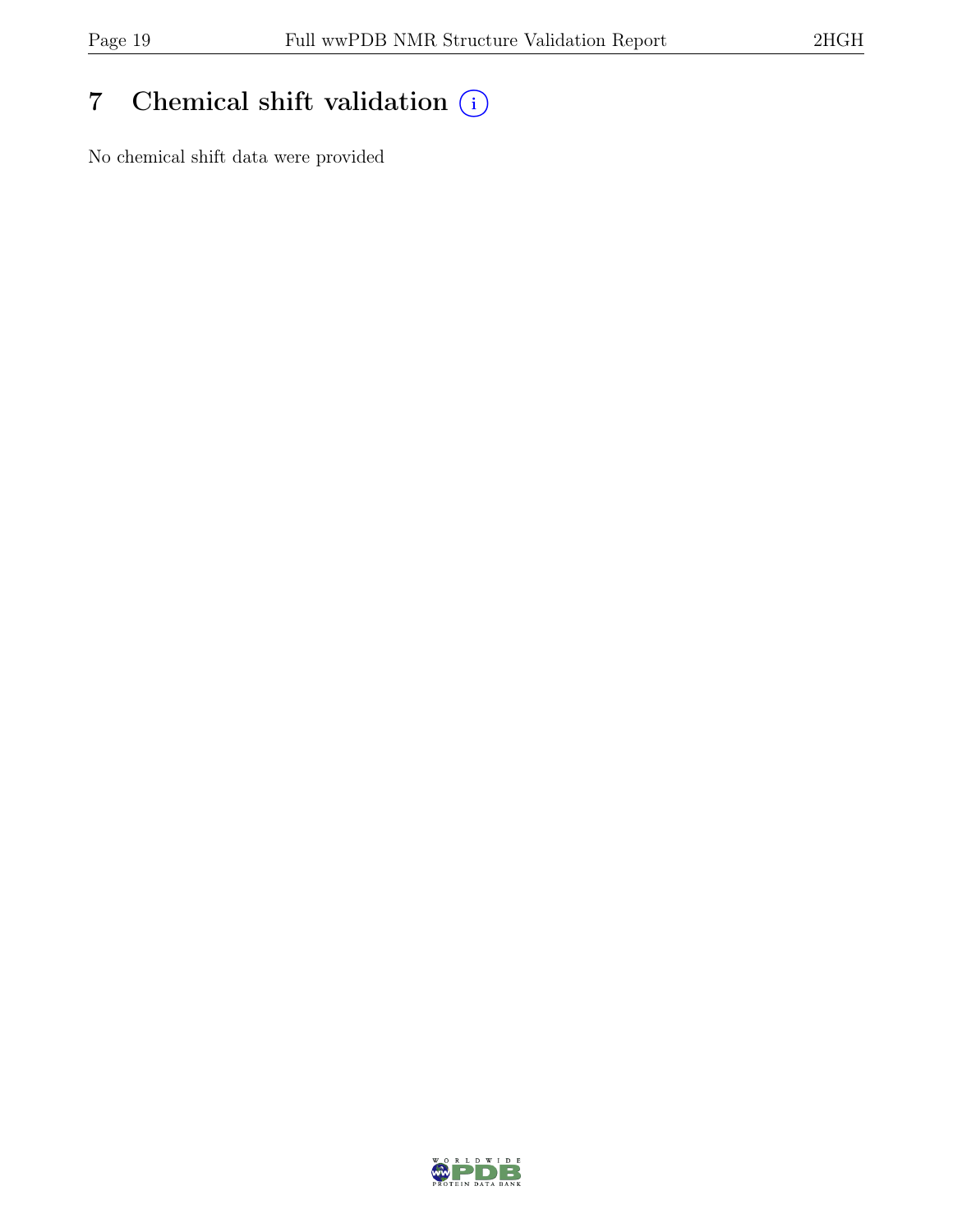# 7 Chemical shift validation

No chemical shift data were provided